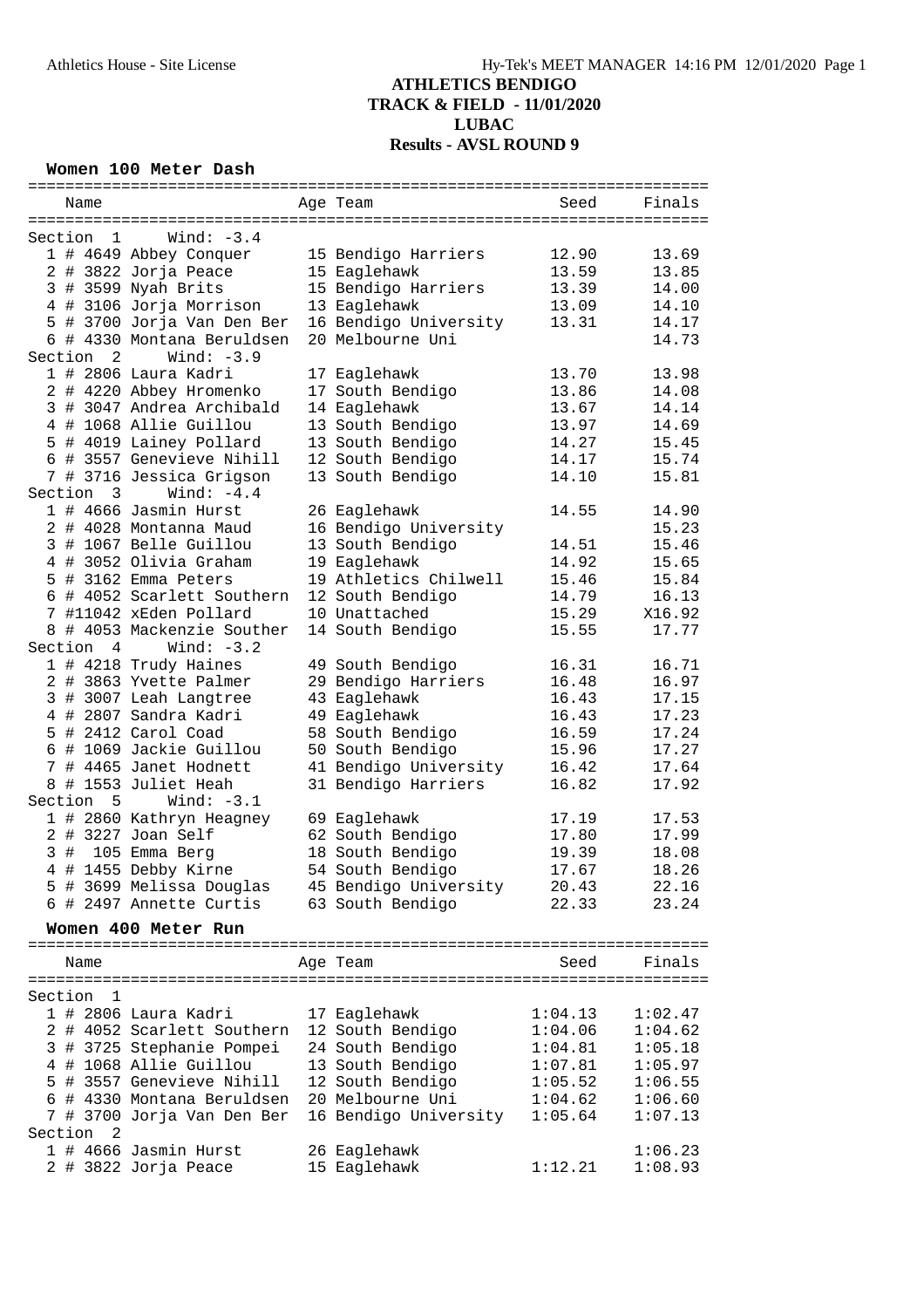# ATHLETICS BENDIGO
## TRACK & FIELD - 11/01/2020
## LUBAC
## Results - AVSL ROUND 9

### Women 100 Meter Dash

| Place | Comp # | Name | Age | Team | Seed | Finals |
|---|---|---|---|---|---|---|
| **Section 1** | | **Wind: -3.4** | | | | |
| 1 | # 4649 | Abbey Conquer | 15 | Bendigo Harriers | 12.90 | 13.69 |
| 2 | # 3822 | Jorja Peace | 15 | Eaglehawk | 13.59 | 13.85 |
| 3 | # 3599 | Nyah Brits | 15 | Bendigo Harriers | 13.39 | 14.00 |
| 4 | # 3106 | Jorja Morrison | 13 | Eaglehawk | 13.09 | 14.10 |
| 5 | # 3700 | Jorja Van Den Ber | 16 | Bendigo University | 13.31 | 14.17 |
| 6 | # 4330 | Montana Beruldsen | 20 | Melbourne Uni | | 14.73 |
| **Section 2** | | **Wind: -3.9** | | | | |
| 1 | # 2806 | Laura Kadri | 17 | Eaglehawk | 13.70 | 13.98 |
| 2 | # 4220 | Abbey Hromenko | 17 | South Bendigo | 13.86 | 14.08 |
| 3 | # 3047 | Andrea Archibald | 14 | Eaglehawk | 13.67 | 14.14 |
| 4 | # 1068 | Allie Guillou | 13 | South Bendigo | 13.97 | 14.69 |
| 5 | # 4019 | Lainey Pollard | 13 | South Bendigo | 14.27 | 15.45 |
| 6 | # 3557 | Genevieve Nihill | 12 | South Bendigo | 14.17 | 15.74 |
| 7 | # 3716 | Jessica Grigson | 13 | South Bendigo | 14.10 | 15.81 |
| **Section 3** | | **Wind: -4.4** | | | | |
| 1 | # 4666 | Jasmin Hurst | 26 | Eaglehawk | 14.55 | 14.90 |
| 2 | # 4028 | Montanna Maud | 16 | Bendigo University | | 15.23 |
| 3 | # 1067 | Belle Guillou | 13 | South Bendigo | 14.51 | 15.46 |
| 4 | # 3052 | Olivia Graham | 19 | Eaglehawk | 14.92 | 15.65 |
| 5 | # 3162 | Emma Peters | 19 | Athletics Chilwell | 15.46 | 15.84 |
| 6 | # 4052 | Scarlett Southern | 12 | South Bendigo | 14.79 | 16.13 |
| 7 | #11042 | xEden Pollard | 10 | Unattached | 15.29 | X16.92 |
| 8 | # 4053 | Mackenzie Souther | 14 | South Bendigo | 15.55 | 17.77 |
| **Section 4** | | **Wind: -3.2** | | | | |
| 1 | # 4218 | Trudy Haines | 49 | South Bendigo | 16.31 | 16.71 |
| 2 | # 3863 | Yvette Palmer | 29 | Bendigo Harriers | 16.48 | 16.97 |
| 3 | # 3007 | Leah Langtree | 43 | Eaglehawk | 16.43 | 17.15 |
| 4 | # 2807 | Sandra Kadri | 49 | Eaglehawk | 16.43 | 17.23 |
| 5 | # 2412 | Carol Coad | 58 | South Bendigo | 16.59 | 17.24 |
| 6 | # 1069 | Jackie Guillou | 50 | South Bendigo | 15.96 | 17.27 |
| 7 | # 4465 | Janet Hodnett | 41 | Bendigo University | 16.42 | 17.64 |
| 8 | # 1553 | Juliet Heah | 31 | Bendigo Harriers | 16.82 | 17.92 |
| **Section 5** | | **Wind: -3.1** | | | | |
| 1 | # 2860 | Kathryn Heagney | 69 | Eaglehawk | 17.19 | 17.53 |
| 2 | # 3227 | Joan Self | 62 | South Bendigo | 17.80 | 17.99 |
| 3 | # 105 | Emma Berg | 18 | South Bendigo | 19.39 | 18.08 |
| 4 | # 1455 | Debby Kirne | 54 | South Bendigo | 17.67 | 18.26 |
| 5 | # 3699 | Melissa Douglas | 45 | Bendigo University | 20.43 | 22.16 |
| 6 | # 2497 | Annette Curtis | 63 | South Bendigo | 22.33 | 23.24 |

### Women 400 Meter Run

| Place | Comp # | Name | Age | Team | Seed | Finals |
|---|---|---|---|---|---|---|
| **Section 1** | | | | | | |
| 1 | # 2806 | Laura Kadri | 17 | Eaglehawk | 1:04.13 | 1:02.47 |
| 2 | # 4052 | Scarlett Southern | 12 | South Bendigo | 1:04.06 | 1:04.62 |
| 3 | # 3725 | Stephanie Pompei | 24 | South Bendigo | 1:04.81 | 1:05.18 |
| 4 | # 1068 | Allie Guillou | 13 | South Bendigo | 1:07.81 | 1:05.97 |
| 5 | # 3557 | Genevieve Nihill | 12 | South Bendigo | 1:05.52 | 1:06.55 |
| 6 | # 4330 | Montana Beruldsen | 20 | Melbourne Uni | 1:04.62 | 1:06.60 |
| 7 | # 3700 | Jorja Van Den Ber | 16 | Bendigo University | 1:05.64 | 1:07.13 |
| **Section 2** | | | | | | |
| 1 | # 4666 | Jasmin Hurst | 26 | Eaglehawk | | 1:06.23 |
| 2 | # 3822 | Jorja Peace | 15 | Eaglehawk | 1:12.21 | 1:08.93 |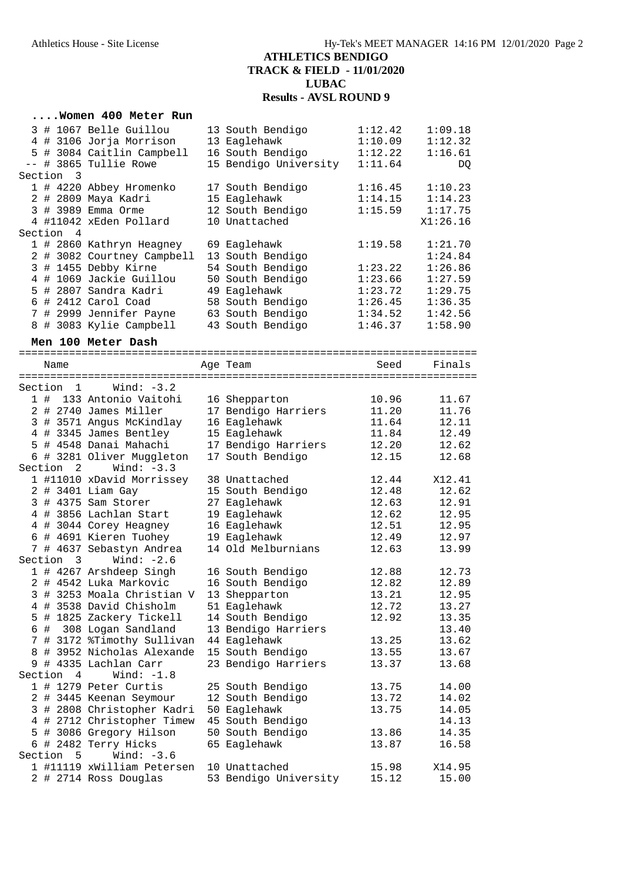# ATHLETICS BENDIGO
## TRACK & FIELD - 11/01/2020
## LUBAC
## Results - AVSL ROUND 9

### ....Women 400 Meter Run

| Place | Comp# | Name | Age | Team | Seed | Finals |
|---|---|---|---|---|---|---|
| 3 | # 1067 | Belle Guillou | 13 | South Bendigo | 1:12.42 | 1:09.18 |
| 4 | # 3106 | Jorja Morrison | 13 | Eaglehawk | 1:10.09 | 1:12.32 |
| 5 | # 3084 | Caitlin Campbell | 16 | South Bendigo | 1:12.22 | 1:16.61 |
| -- | # 3865 | Tullie Rowe | 15 | Bendigo University | 1:11.64 | DQ |
| **Section 3** | | | | | | |
| 1 | # 4220 | Abbey Hromenko | 17 | South Bendigo | 1:16.45 | 1:10.23 |
| 2 | # 2809 | Maya Kadri | 15 | Eaglehawk | 1:14.15 | 1:14.23 |
| 3 | # 3989 | Emma Orme | 12 | South Bendigo | 1:15.59 | 1:17.75 |
| 4 | #11042 | xEden Pollard | 10 | Unattached | | X1:26.16 |
| **Section 4** | | | | | | |
| 1 | # 2860 | Kathryn Heagney | 69 | Eaglehawk | 1:19.58 | 1:21.70 |
| 2 | # 3082 | Courtney Campbell | 13 | South Bendigo | | 1:24.84 |
| 3 | # 1455 | Debby Kirne | 54 | South Bendigo | 1:23.22 | 1:26.86 |
| 4 | # 1069 | Jackie Guillou | 50 | South Bendigo | 1:23.66 | 1:27.59 |
| 5 | # 2807 | Sandra Kadri | 49 | Eaglehawk | 1:23.72 | 1:29.75 |
| 6 | # 2412 | Carol Coad | 58 | South Bendigo | 1:26.45 | 1:36.35 |
| 7 | # 2999 | Jennifer Payne | 63 | South Bendigo | 1:34.52 | 1:42.56 |
| 8 | # 3083 | Kylie Campbell | 43 | South Bendigo | 1:46.37 | 1:58.90 |

### Men 100 Meter Dash

| Place | Comp# | Name | Age | Team | Seed | Finals |
|---|---|---|---|---|---|---|
| **Section 1 Wind: -3.2** | | | | | | |
| 1 | # 133 | Antonio Vaitohi | 16 | Shepparton | 10.96 | 11.67 |
| 2 | # 2740 | James Miller | 17 | Bendigo Harriers | 11.20 | 11.76 |
| 3 | # 3571 | Angus McKindlay | 16 | Eaglehawk | 11.64 | 12.11 |
| 4 | # 3345 | James Bentley | 15 | Eaglehawk | 11.84 | 12.49 |
| 5 | # 4548 | Danai Mahachi | 17 | Bendigo Harriers | 12.20 | 12.62 |
| 6 | # 3281 | Oliver Muggleton | 17 | South Bendigo | 12.15 | 12.68 |
| **Section 2 Wind: -3.3** | | | | | | |
| 1 | #11010 | xDavid Morrissey | 38 | Unattached | 12.44 | X12.41 |
| 2 | # 3401 | Liam Gay | 15 | South Bendigo | 12.48 | 12.62 |
| 3 | # 4375 | Sam Storer | 27 | Eaglehawk | 12.63 | 12.91 |
| 4 | # 3856 | Lachlan Start | 19 | Eaglehawk | 12.62 | 12.95 |
| 4 | # 3044 | Corey Heagney | 16 | Eaglehawk | 12.51 | 12.95 |
| 6 | # 4691 | Kieren Tuohey | 19 | Eaglehawk | 12.49 | 12.97 |
| 7 | # 4637 | Sebastyn Andrea | 14 | Old Melburnians | 12.63 | 13.99 |
| **Section 3 Wind: -2.6** | | | | | | |
| 1 | # 4267 | Arshdeep Singh | 16 | South Bendigo | 12.88 | 12.73 |
| 2 | # 4542 | Luka Markovic | 16 | South Bendigo | 12.82 | 12.89 |
| 3 | # 3253 | Moala Christian V | 13 | Shepparton | 13.21 | 12.95 |
| 4 | # 3538 | David Chisholm | 51 | Eaglehawk | 12.72 | 13.27 |
| 5 | # 1825 | Zackery Tickell | 14 | South Bendigo | 12.92 | 13.35 |
| 6 | # 308 | Logan Sandland | 13 | Bendigo Harriers | | 13.40 |
| 7 | # 3172 | %Timothy Sullivan | 44 | Eaglehawk | 13.25 | 13.62 |
| 8 | # 3952 | Nicholas Alexande | 15 | South Bendigo | 13.55 | 13.67 |
| 9 | # 4335 | Lachlan Carr | 23 | Bendigo Harriers | 13.37 | 13.68 |
| **Section 4 Wind: -1.8** | | | | | | |
| 1 | # 1279 | Peter Curtis | 25 | South Bendigo | 13.75 | 14.00 |
| 2 | # 3445 | Keenan Seymour | 12 | South Bendigo | 13.72 | 14.02 |
| 3 | # 2808 | Christopher Kadri | 50 | Eaglehawk | 13.75 | 14.05 |
| 4 | # 2712 | Christopher Timew | 45 | South Bendigo | | 14.13 |
| 5 | # 3086 | Gregory Hilson | 50 | South Bendigo | 13.86 | 14.35 |
| 6 | # 2482 | Terry Hicks | 65 | Eaglehawk | 13.87 | 16.58 |
| **Section 5 Wind: -3.6** | | | | | | |
| 1 | #11119 | xWilliam Petersen | 10 | Unattached | 15.98 | X14.95 |
| 2 | # 2714 | Ross Douglas | 53 | Bendigo University | 15.12 | 15.00 |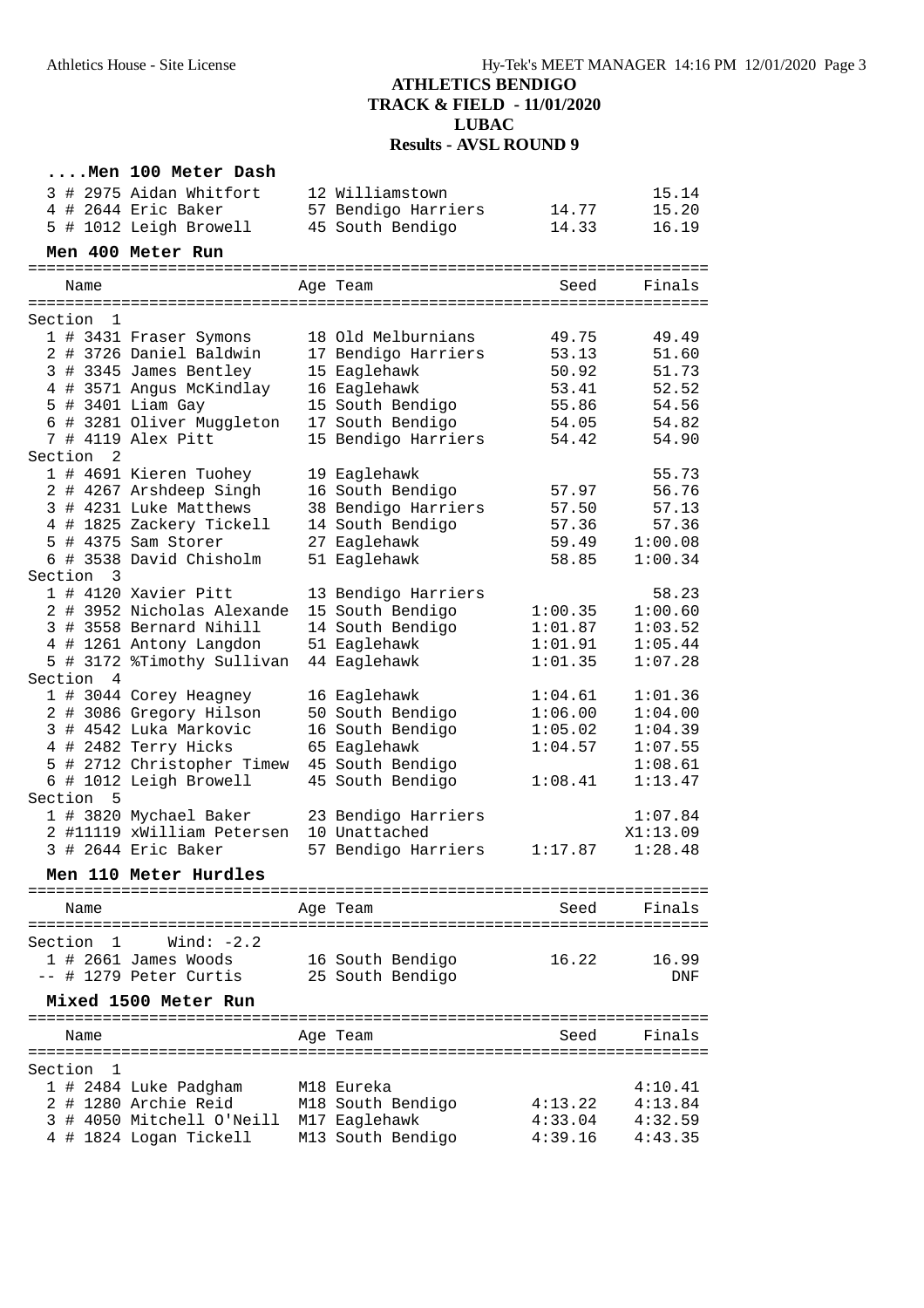# ATHLETICS BENDIGO
## TRACK & FIELD - 11/01/2020
## LUBAC
## Results - AVSL ROUND 9

### ....Men 100 Meter Dash

| Place | Name | Age | Team | Seed | Finals |
|---|---|---|---|---|---|
| 3 | # 2975 Aidan Whitfort | 12 | Williamstown | | 15.14 |
| 4 | # 2644 Eric Baker | 57 | Bendigo Harriers | 14.77 | 15.20 |
| 5 | # 1012 Leigh Browell | 45 | South Bendigo | 14.33 | 16.19 |

### Men 400 Meter Run

| Place | Name | Age | Team | Seed | Finals |
|---|---|---|---|---|---|
| **Section 1** | | | | | |
| 1 | # 3431 Fraser Symons | 18 | Old Melburnians | 49.75 | 49.49 |
| 2 | # 3726 Daniel Baldwin | 17 | Bendigo Harriers | 53.13 | 51.60 |
| 3 | # 3345 James Bentley | 15 | Eaglehawk | 50.92 | 51.73 |
| 4 | # 3571 Angus McKindlay | 16 | Eaglehawk | 53.41 | 52.52 |
| 5 | # 3401 Liam Gay | 15 | South Bendigo | 55.86 | 54.56 |
| 6 | # 3281 Oliver Muggleton | 17 | South Bendigo | 54.05 | 54.82 |
| 7 | # 4119 Alex Pitt | 15 | Bendigo Harriers | 54.42 | 54.90 |
| **Section 2** | | | | | |
| 1 | # 4691 Kieren Tuohey | 19 | Eaglehawk | | 55.73 |
| 2 | # 4267 Arshdeep Singh | 16 | South Bendigo | 57.97 | 56.76 |
| 3 | # 4231 Luke Matthews | 38 | Bendigo Harriers | 57.50 | 57.13 |
| 4 | # 1825 Zackery Tickell | 14 | South Bendigo | 57.36 | 57.36 |
| 5 | # 4375 Sam Storer | 27 | Eaglehawk | 59.49 | 1:00.08 |
| 6 | # 3538 David Chisholm | 51 | Eaglehawk | 58.85 | 1:00.34 |
| **Section 3** | | | | | |
| 1 | # 4120 Xavier Pitt | 13 | Bendigo Harriers | | 58.23 |
| 2 | # 3952 Nicholas Alexande | 15 | South Bendigo | 1:00.35 | 1:00.60 |
| 3 | # 3558 Bernard Nihill | 14 | South Bendigo | 1:01.87 | 1:03.52 |
| 4 | # 1261 Antony Langdon | 51 | Eaglehawk | 1:01.91 | 1:05.44 |
| 5 | # 3172 %Timothy Sullivan | 44 | Eaglehawk | 1:01.35 | 1:07.28 |
| **Section 4** | | | | | |
| 1 | # 3044 Corey Heagney | 16 | Eaglehawk | 1:04.61 | 1:01.36 |
| 2 | # 3086 Gregory Hilson | 50 | South Bendigo | 1:06.00 | 1:04.00 |
| 3 | # 4542 Luka Markovic | 16 | South Bendigo | 1:05.02 | 1:04.39 |
| 4 | # 2482 Terry Hicks | 65 | Eaglehawk | 1:04.57 | 1:07.55 |
| 5 | # 2712 Christopher Timew | 45 | South Bendigo | | 1:08.61 |
| 6 | # 1012 Leigh Browell | 45 | South Bendigo | 1:08.41 | 1:13.47 |
| **Section 5** | | | | | |
| 1 | # 3820 Mychael Baker | 23 | Bendigo Harriers | | 1:07.84 |
| 2 | #11119 xWilliam Petersen | 10 | Unattached | | X1:13.09 |
| 3 | # 2644 Eric Baker | 57 | Bendigo Harriers | 1:17.87 | 1:28.48 |

### Men 110 Meter Hurdles

| Place | Name | Age | Team | Seed | Finals |
|---|---|---|---|---|---|
| **Section 1 Wind: -2.2** | | | | | |
| 1 | # 2661 James Woods | 16 | South Bendigo | 16.22 | 16.99 |
| -- | # 1279 Peter Curtis | 25 | South Bendigo | | DNF |

### Mixed 1500 Meter Run

| Place | Name | Age | Team | Seed | Finals |
|---|---|---|---|---|---|
| **Section 1** | | | | | |
| 1 | # 2484 Luke Padgham | M18 | Eureka | | 4:10.41 |
| 2 | # 1280 Archie Reid | M18 | South Bendigo | 4:13.22 | 4:13.84 |
| 3 | # 4050 Mitchell O'Neill | M17 | Eaglehawk | 4:33.04 | 4:32.59 |
| 4 | # 1824 Logan Tickell | M13 | South Bendigo | 4:39.16 | 4:43.35 |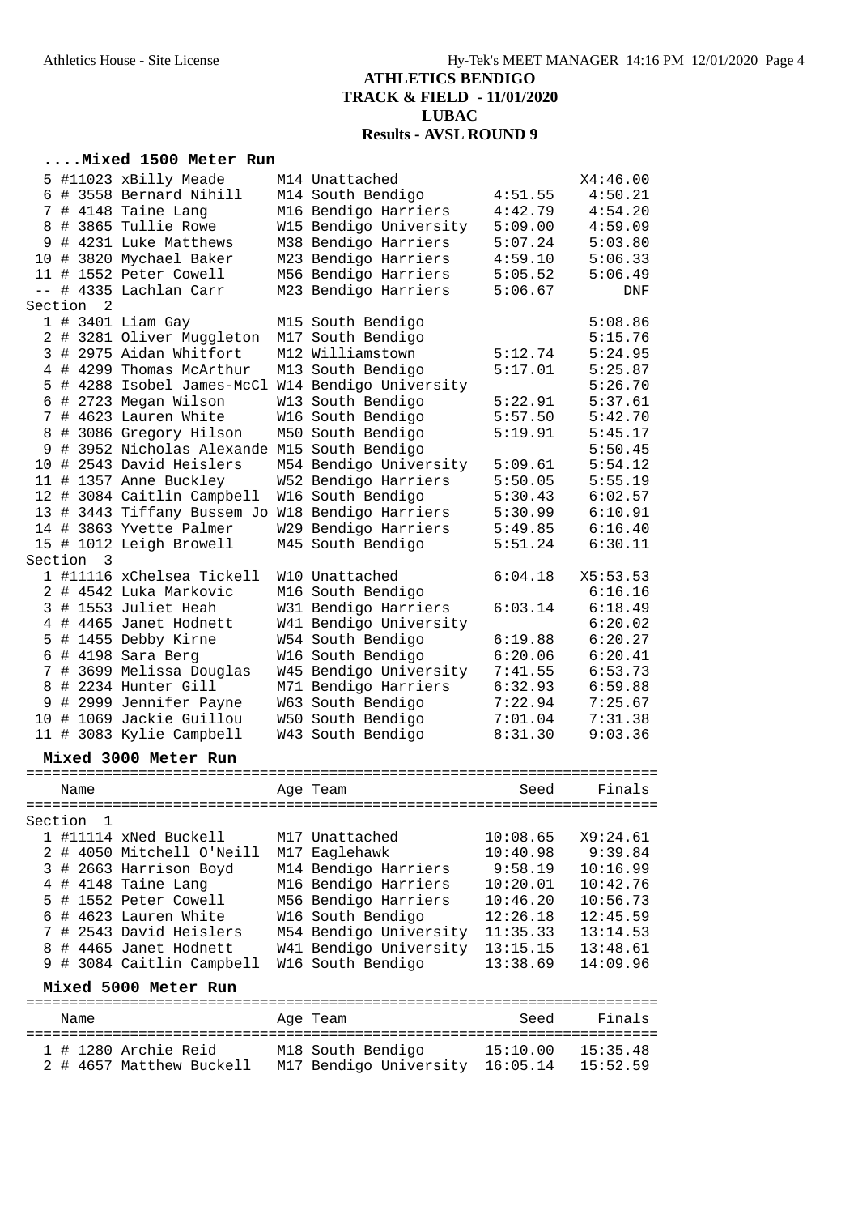# ATHLETICS BENDIGO
## TRACK & FIELD - 11/01/2020
## LUBAC
## Results - AVSL ROUND 9

### ....Mixed 1500 Meter Run

| Place | | Name | Age | Team | Seed | Finals |
|---|---|---|---|---|---|---|
| 5 | #11023 | xBilly Meade | M14 | Unattached | | X4:46.00 |
| 6 | # 3558 | Bernard Nihill | M14 | South Bendigo | 4:51.55 | 4:50.21 |
| 7 | # 4148 | Taine Lang | M16 | Bendigo Harriers | 4:42.79 | 4:54.20 |
| 8 | # 3865 | Tullie Rowe | W15 | Bendigo University | 5:09.00 | 4:59.09 |
| 9 | # 4231 | Luke Matthews | M38 | Bendigo Harriers | 5:07.24 | 5:03.80 |
| 10 | # 3820 | Mychael Baker | M23 | Bendigo Harriers | 4:59.10 | 5:06.33 |
| 11 | # 1552 | Peter Cowell | M56 | Bendigo Harriers | 5:05.52 | 5:06.49 |
| -- | # 4335 | Lachlan Carr | M23 | Bendigo Harriers | 5:06.67 | DNF |
| **Section 2** | | | | | | |
| 1 | # 3401 | Liam Gay | M15 | South Bendigo | | 5:08.86 |
| 2 | # 3281 | Oliver Muggleton | M17 | South Bendigo | | 5:15.76 |
| 3 | # 2975 | Aidan Whitfort | M12 | Williamstown | 5:12.74 | 5:24.95 |
| 4 | # 4299 | Thomas McArthur | M13 | South Bendigo | 5:17.01 | 5:25.87 |
| 5 | # 4288 | Isobel James-McCl | W14 | Bendigo University | | 5:26.70 |
| 6 | # 2723 | Megan Wilson | W13 | South Bendigo | 5:22.91 | 5:37.61 |
| 7 | # 4623 | Lauren White | W16 | South Bendigo | 5:57.50 | 5:42.70 |
| 8 | # 3086 | Gregory Hilson | M50 | South Bendigo | 5:19.91 | 5:45.17 |
| 9 | # 3952 | Nicholas Alexande | M15 | South Bendigo | | 5:50.45 |
| 10 | # 2543 | David Heislers | M54 | Bendigo University | 5:09.61 | 5:54.12 |
| 11 | # 1357 | Anne Buckley | W52 | Bendigo Harriers | 5:50.05 | 5:55.19 |
| 12 | # 3084 | Caitlin Campbell | W16 | South Bendigo | 5:30.43 | 6:02.57 |
| 13 | # 3443 | Tiffany Bussem Jo | W18 | Bendigo Harriers | 5:30.99 | 6:10.91 |
| 14 | # 3863 | Yvette Palmer | W29 | Bendigo Harriers | 5:49.85 | 6:16.40 |
| 15 | # 1012 | Leigh Browell | M45 | South Bendigo | 5:51.24 | 6:30.11 |
| **Section 3** | | | | | | |
| 1 | #11116 | xChelsea Tickell | W10 | Unattached | 6:04.18 | X5:53.53 |
| 2 | # 4542 | Luka Markovic | M16 | South Bendigo | | 6:16.16 |
| 3 | # 1553 | Juliet Heah | W31 | Bendigo Harriers | 6:03.14 | 6:18.49 |
| 4 | # 4465 | Janet Hodnett | W41 | Bendigo University | | 6:20.02 |
| 5 | # 1455 | Debby Kirne | W54 | South Bendigo | 6:19.88 | 6:20.27 |
| 6 | # 4198 | Sara Berg | W16 | South Bendigo | 6:20.06 | 6:20.41 |
| 7 | # 3699 | Melissa Douglas | W45 | Bendigo University | 7:41.55 | 6:53.73 |
| 8 | # 2234 | Hunter Gill | M71 | Bendigo Harriers | 6:32.93 | 6:59.88 |
| 9 | # 2999 | Jennifer Payne | W63 | South Bendigo | 7:22.94 | 7:25.67 |
| 10 | # 1069 | Jackie Guillou | W50 | South Bendigo | 7:01.04 | 7:31.38 |
| 11 | # 3083 | Kylie Campbell | W43 | South Bendigo | 8:31.30 | 9:03.36 |

### Mixed 3000 Meter Run

| Place | | Name | Age | Team | Seed | Finals |
|---|---|---|---|---|---|---|
| **Section 1** | | | | | | |
| 1 | #11114 | xNed Buckell | M17 | Unattached | 10:08.65 | X9:24.61 |
| 2 | # 4050 | Mitchell O'Neill | M17 | Eaglehawk | 10:40.98 | 9:39.84 |
| 3 | # 2663 | Harrison Boyd | M14 | Bendigo Harriers | 9:58.19 | 10:16.99 |
| 4 | # 4148 | Taine Lang | M16 | Bendigo Harriers | 10:20.01 | 10:42.76 |
| 5 | # 1552 | Peter Cowell | M56 | Bendigo Harriers | 10:46.20 | 10:56.73 |
| 6 | # 4623 | Lauren White | W16 | South Bendigo | 12:26.18 | 12:45.59 |
| 7 | # 2543 | David Heislers | M54 | Bendigo University | 11:35.33 | 13:14.53 |
| 8 | # 4465 | Janet Hodnett | W41 | Bendigo University | 13:15.15 | 13:48.61 |
| 9 | # 3084 | Caitlin Campbell | W16 | South Bendigo | 13:38.69 | 14:09.96 |

### Mixed 5000 Meter Run

| Place | | Name | Age | Team | Seed | Finals |
|---|---|---|---|---|---|---|
| 1 | # 1280 | Archie Reid | M18 | South Bendigo | 15:10.00 | 15:35.48 |
| 2 | # 4657 | Matthew Buckell | M17 | Bendigo University | 16:05.14 | 15:52.59 |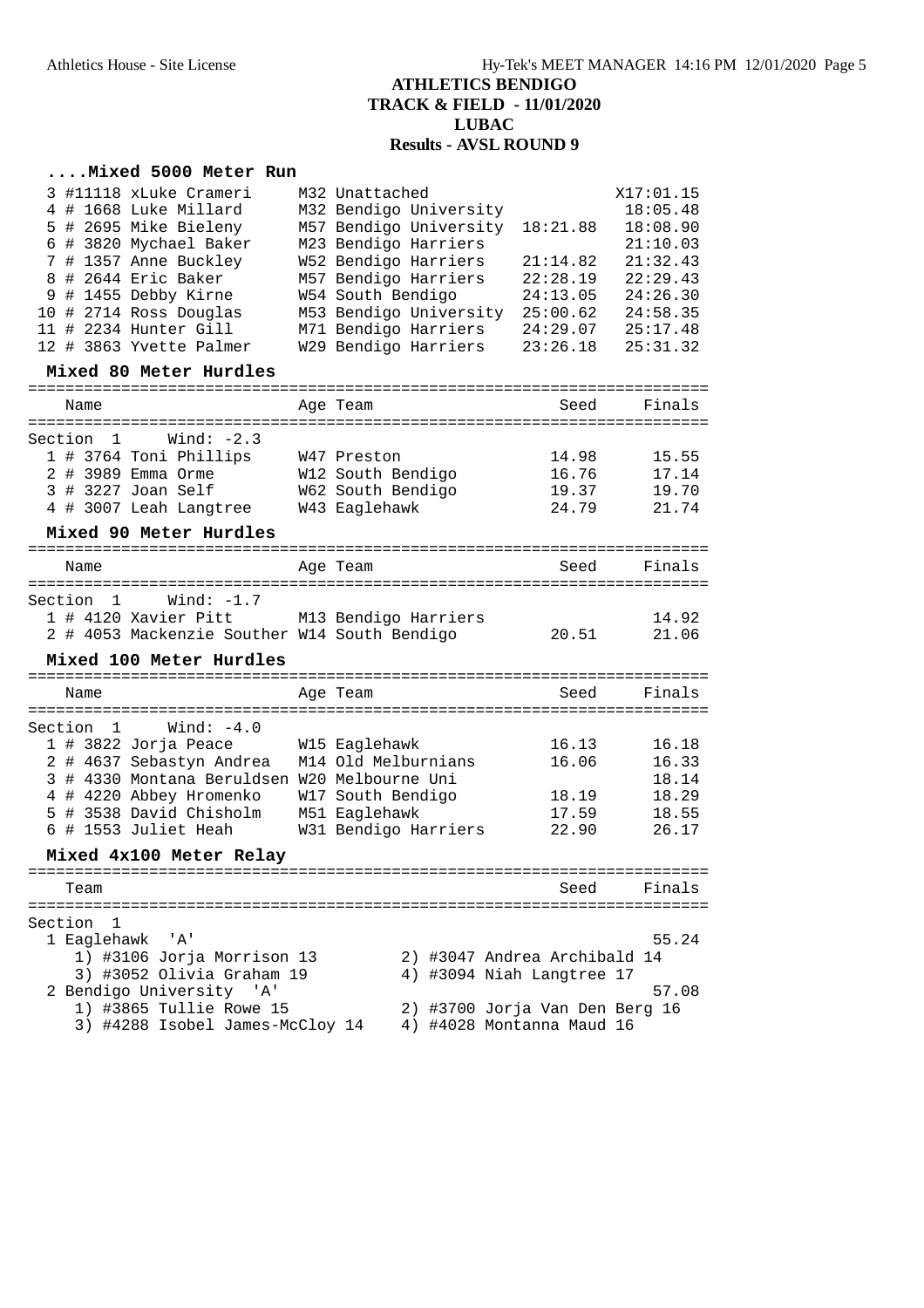# ATHLETICS BENDIGO
## TRACK & FIELD - 11/01/2020
## LUBAC
## Results - AVSL ROUND 9

### ....Mixed 5000 Meter Run

| Place | Name | Age | Team | Seed | Finals |
|---|---|---|---|---|---|
| 3 | #11118 xLuke Crameri | M32 | Unattached | | X17:01.15 |
| 4 | # 1668 Luke Millard | M32 | Bendigo University | | 18:05.48 |
| 5 | # 2695 Mike Bieleny | M57 | Bendigo University | 18:21.88 | 18:08.90 |
| 6 | # 3820 Mychael Baker | M23 | Bendigo Harriers | | 21:10.03 |
| 7 | # 1357 Anne Buckley | W52 | Bendigo Harriers | 21:14.82 | 21:32.43 |
| 8 | # 2644 Eric Baker | M57 | Bendigo Harriers | 22:28.19 | 22:29.43 |
| 9 | # 1455 Debby Kirne | W54 | South Bendigo | 24:13.05 | 24:26.30 |
| 10 | # 2714 Ross Douglas | M53 | Bendigo University | 25:00.62 | 24:58.35 |
| 11 | # 2234 Hunter Gill | M71 | Bendigo Harriers | 24:29.07 | 25:17.48 |
| 12 | # 3863 Yvette Palmer | W29 | Bendigo Harriers | 23:26.18 | 25:31.32 |

### Mixed 80 Meter Hurdles

Section 1 Wind: -2.3

| Place | Name | Age | Team | Seed | Finals |
|---|---|---|---|---|---|
| 1 | # 3764 Toni Phillips | W47 | Preston | 14.98 | 15.55 |
| 2 | # 3989 Emma Orme | W12 | South Bendigo | 16.76 | 17.14 |
| 3 | # 3227 Joan Self | W62 | South Bendigo | 19.37 | 19.70 |
| 4 | # 3007 Leah Langtree | W43 | Eaglehawk | 24.79 | 21.74 |

### Mixed 90 Meter Hurdles

Section 1 Wind: -1.7

| Place | Name | Age | Team | Seed | Finals |
|---|---|---|---|---|---|
| 1 | # 4120 Xavier Pitt | M13 | Bendigo Harriers | | 14.92 |
| 2 | # 4053 Mackenzie Souther | W14 | South Bendigo | 20.51 | 21.06 |

### Mixed 100 Meter Hurdles

Section 1 Wind: -4.0

| Place | Name | Age | Team | Seed | Finals |
|---|---|---|---|---|---|
| 1 | # 3822 Jorja Peace | W15 | Eaglehawk | 16.13 | 16.18 |
| 2 | # 4637 Sebastyn Andrea | M14 | Old Melburnians | 16.06 | 16.33 |
| 3 | # 4330 Montana Beruldsen | W20 | Melbourne Uni | | 18.14 |
| 4 | # 4220 Abbey Hromenko | W17 | South Bendigo | 18.19 | 18.29 |
| 5 | # 3538 David Chisholm | M51 | Eaglehawk | 17.59 | 18.55 |
| 6 | # 1553 Juliet Heah | W31 | Bendigo Harriers | 22.90 | 26.17 |

### Mixed 4x100 Meter Relay

Section 1

| Place | Team | Seed | Finals |
|---|---|---|---|
| 1 | Eaglehawk 'A' | | 55.24 |
| 2 | Bendigo University 'A' | | 57.08 |

1 Eaglehawk 'A' — 55.24
1) #3106 Jorja Morrison 13, 2) #3047 Andrea Archibald 14, 3) #3052 Olivia Graham 19, 4) #3094 Niah Langtree 17

2 Bendigo University 'A' — 57.08
1) #3865 Tullie Rowe 15, 2) #3700 Jorja Van Den Berg 16, 3) #4288 Isobel James-McCloy 14, 4) #4028 Montanna Maud 16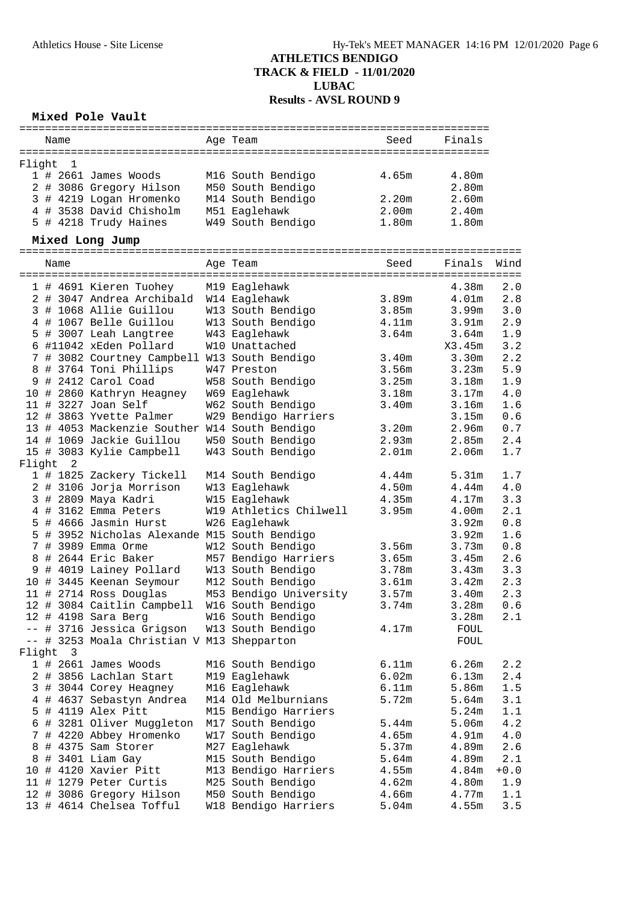# ATHLETICS BENDIGO
## TRACK & FIELD - 11/01/2020
## LUBAC
## Results - AVSL ROUND 9

### Mixed Pole Vault

| | Name | Age | Team | Seed | Finals |
|---|---|---|---|---|---|
| **Flight 1** | | | | | |
| 1 | # 2661 James Woods | M16 | South Bendigo | 4.65m | 4.80m |
| 2 | # 3086 Gregory Hilson | M50 | South Bendigo | | 2.80m |
| 3 | # 4219 Logan Hromenko | M14 | South Bendigo | 2.20m | 2.60m |
| 4 | # 3538 David Chisholm | M51 | Eaglehawk | 2.00m | 2.40m |
| 5 | # 4218 Trudy Haines | W49 | South Bendigo | 1.80m | 1.80m |

### Mixed Long Jump

| | Name | Age | Team | Seed | Finals | Wind |
|---|---|---|---|---|---|---|
| 1 | # 4691 Kieren Tuohey | M19 | Eaglehawk | | 4.38m | 2.0 |
| 2 | # 3047 Andrea Archibald | W14 | Eaglehawk | 3.89m | 4.01m | 2.8 |
| 3 | # 1068 Allie Guillou | W13 | South Bendigo | 3.85m | 3.99m | 3.0 |
| 4 | # 1067 Belle Guillou | W13 | South Bendigo | 4.11m | 3.91m | 2.9 |
| 5 | # 3007 Leah Langtree | W43 | Eaglehawk | 3.64m | 3.64m | 1.9 |
| 6 | #11042 xEden Pollard | W10 | Unattached | | X3.45m | 3.2 |
| 7 | # 3082 Courtney Campbell | W13 | South Bendigo | 3.40m | 3.30m | 2.2 |
| 8 | # 3764 Toni Phillips | W47 | Preston | 3.56m | 3.23m | 5.9 |
| 9 | # 2412 Carol Coad | W58 | South Bendigo | 3.25m | 3.18m | 1.9 |
| 10 | # 2860 Kathryn Heagney | W69 | Eaglehawk | 3.18m | 3.17m | 4.0 |
| 11 | # 3227 Joan Self | W62 | South Bendigo | 3.40m | 3.16m | 1.6 |
| 12 | # 3863 Yvette Palmer | W29 | Bendigo Harriers | | 3.15m | 0.6 |
| 13 | # 4053 Mackenzie Souther | W14 | South Bendigo | 3.20m | 2.96m | 0.7 |
| 14 | # 1069 Jackie Guillou | W50 | South Bendigo | 2.93m | 2.85m | 2.4 |
| 15 | # 3083 Kylie Campbell | W43 | South Bendigo | 2.01m | 2.06m | 1.7 |
| **Flight 2** | | | | | | |
| 1 | # 1825 Zackery Tickell | M14 | South Bendigo | 4.44m | 5.31m | 1.7 |
| 2 | # 3106 Jorja Morrison | W13 | Eaglehawk | 4.50m | 4.44m | 4.0 |
| 3 | # 2809 Maya Kadri | W15 | Eaglehawk | 4.35m | 4.17m | 3.3 |
| 4 | # 3162 Emma Peters | W19 | Athletics Chilwell | 3.95m | 4.00m | 2.1 |
| 5 | # 4666 Jasmin Hurst | W26 | Eaglehawk | | 3.92m | 0.8 |
| 5 | # 3952 Nicholas Alexande | M15 | South Bendigo | | 3.92m | 1.6 |
| 7 | # 3989 Emma Orme | W12 | South Bendigo | 3.56m | 3.73m | 0.8 |
| 8 | # 2644 Eric Baker | M57 | Bendigo Harriers | 3.65m | 3.45m | 2.6 |
| 9 | # 4019 Lainey Pollard | W13 | South Bendigo | 3.78m | 3.43m | 3.3 |
| 10 | # 3445 Keenan Seymour | M12 | South Bendigo | 3.61m | 3.42m | 2.3 |
| 11 | # 2714 Ross Douglas | M53 | Bendigo University | 3.57m | 3.40m | 2.3 |
| 12 | # 3084 Caitlin Campbell | W16 | South Bendigo | 3.74m | 3.28m | 0.6 |
| 12 | # 4198 Sara Berg | W16 | South Bendigo | | 3.28m | 2.1 |
| -- | # 3716 Jessica Grigson | W13 | South Bendigo | 4.17m | FOUL | |
| -- | # 3253 Moala Christian V | M13 | Shepparton | | FOUL | |
| **Flight 3** | | | | | | |
| 1 | # 2661 James Woods | M16 | South Bendigo | 6.11m | 6.26m | 2.2 |
| 2 | # 3856 Lachlan Start | M19 | Eaglehawk | 6.02m | 6.13m | 2.4 |
| 3 | # 3044 Corey Heagney | M16 | Eaglehawk | 6.11m | 5.86m | 1.5 |
| 4 | # 4637 Sebastyn Andrea | M14 | Old Melburnians | 5.72m | 5.64m | 3.1 |
| 5 | # 4119 Alex Pitt | M15 | Bendigo Harriers | | 5.24m | 1.1 |
| 6 | # 3281 Oliver Muggleton | M17 | South Bendigo | 5.44m | 5.06m | 4.2 |
| 7 | # 4220 Abbey Hromenko | W17 | South Bendigo | 4.65m | 4.91m | 4.0 |
| 8 | # 4375 Sam Storer | M27 | Eaglehawk | 5.37m | 4.89m | 2.6 |
| 8 | # 3401 Liam Gay | M15 | South Bendigo | 5.64m | 4.89m | 2.1 |
| 10 | # 4120 Xavier Pitt | M13 | Bendigo Harriers | 4.55m | 4.84m | +0.0 |
| 11 | # 1279 Peter Curtis | M25 | South Bendigo | 4.62m | 4.80m | 1.9 |
| 12 | # 3086 Gregory Hilson | M50 | South Bendigo | 4.66m | 4.77m | 1.1 |
| 13 | # 4614 Chelsea Tofful | W18 | Bendigo Harriers | 5.04m | 4.55m | 3.5 |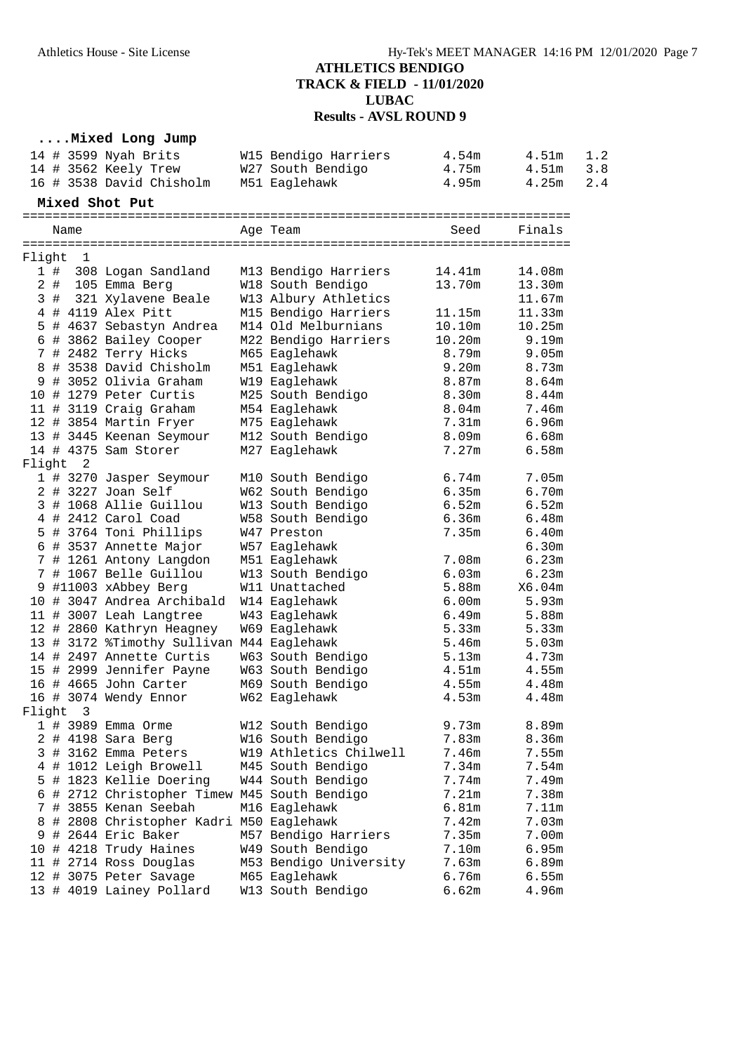# ATHLETICS BENDIGO
## TRACK & FIELD - 11/01/2020
## LUBAC
## Results - AVSL ROUND 9

### ....Mixed Long Jump

| Place | # | Comp# | Name | Age | Team | Seed | Finals | Wind |
|---|---|---|---|---|---|---|---|---|
| 14 | # | 3599 | Nyah Brits | W15 | Bendigo Harriers | 4.54m | 4.51m | 1.2 |
| 14 | # | 3562 | Keely Trew | W27 | South Bendigo | 4.75m | 4.51m | 3.8 |
| 16 | # | 3538 | David Chisholm | M51 | Eaglehawk | 4.95m | 4.25m | 2.4 |

### Mixed Shot Put

| Place | # | Comp# | Name | Age | Team | Seed | Finals |
|---|---|---|---|---|---|---|---|
| **Flight 1** | | | | | | | |
| 1 | # | 308 | Logan Sandland | M13 | Bendigo Harriers | 14.41m | 14.08m |
| 2 | # | 105 | Emma Berg | W18 | South Bendigo | 13.70m | 13.30m |
| 3 | # | 321 | Xylavene Beale | W13 | Albury Athletics | | 11.67m |
| 4 | # | 4119 | Alex Pitt | M15 | Bendigo Harriers | 11.15m | 11.33m |
| 5 | # | 4637 | Sebastyn Andrea | M14 | Old Melburnians | 10.10m | 10.25m |
| 6 | # | 3862 | Bailey Cooper | M22 | Bendigo Harriers | 10.20m | 9.19m |
| 7 | # | 2482 | Terry Hicks | M65 | Eaglehawk | 8.79m | 9.05m |
| 8 | # | 3538 | David Chisholm | M51 | Eaglehawk | 9.20m | 8.73m |
| 9 | # | 3052 | Olivia Graham | W19 | Eaglehawk | 8.87m | 8.64m |
| 10 | # | 1279 | Peter Curtis | M25 | South Bendigo | 8.30m | 8.44m |
| 11 | # | 3119 | Craig Graham | M54 | Eaglehawk | 8.04m | 7.46m |
| 12 | # | 3854 | Martin Fryer | M75 | Eaglehawk | 7.31m | 6.96m |
| 13 | # | 3445 | Keenan Seymour | M12 | South Bendigo | 8.09m | 6.68m |
| 14 | # | 4375 | Sam Storer | M27 | Eaglehawk | 7.27m | 6.58m |
| **Flight 2** | | | | | | | |
| 1 | # | 3270 | Jasper Seymour | M10 | South Bendigo | 6.74m | 7.05m |
| 2 | # | 3227 | Joan Self | W62 | South Bendigo | 6.35m | 6.70m |
| 3 | # | 1068 | Allie Guillou | W13 | South Bendigo | 6.52m | 6.52m |
| 4 | # | 2412 | Carol Coad | W58 | South Bendigo | 6.36m | 6.48m |
| 5 | # | 3764 | Toni Phillips | W47 | Preston | 7.35m | 6.40m |
| 6 | # | 3537 | Annette Major | W57 | Eaglehawk | | 6.30m |
| 7 | # | 1261 | Antony Langdon | M51 | Eaglehawk | 7.08m | 6.23m |
| 7 | # | 1067 | Belle Guillou | W13 | South Bendigo | 6.03m | 6.23m |
| 9 | # | 11003 | xAbbey Berg | W11 | Unattached | 5.88m | X6.04m |
| 10 | # | 3047 | Andrea Archibald | W14 | Eaglehawk | 6.00m | 5.93m |
| 11 | # | 3007 | Leah Langtree | W43 | Eaglehawk | 6.49m | 5.88m |
| 12 | # | 2860 | Kathryn Heagney | W69 | Eaglehawk | 5.33m | 5.33m |
| 13 | # | 3172 | %Timothy Sullivan | M44 | Eaglehawk | 5.46m | 5.03m |
| 14 | # | 2497 | Annette Curtis | W63 | South Bendigo | 5.13m | 4.73m |
| 15 | # | 2999 | Jennifer Payne | W63 | South Bendigo | 4.51m | 4.55m |
| 16 | # | 4665 | John Carter | M69 | South Bendigo | 4.55m | 4.48m |
| 16 | # | 3074 | Wendy Ennor | W62 | Eaglehawk | 4.53m | 4.48m |
| **Flight 3** | | | | | | | |
| 1 | # | 3989 | Emma Orme | W12 | South Bendigo | 9.73m | 8.89m |
| 2 | # | 4198 | Sara Berg | W16 | South Bendigo | 7.83m | 8.36m |
| 3 | # | 3162 | Emma Peters | W19 | Athletics Chilwell | 7.46m | 7.55m |
| 4 | # | 1012 | Leigh Browell | M45 | South Bendigo | 7.34m | 7.54m |
| 5 | # | 1823 | Kellie Doering | W44 | South Bendigo | 7.74m | 7.49m |
| 6 | # | 2712 | Christopher Timew | M45 | South Bendigo | 7.21m | 7.38m |
| 7 | # | 3855 | Kenan Seebah | M16 | Eaglehawk | 6.81m | 7.11m |
| 8 | # | 2808 | Christopher Kadri | M50 | Eaglehawk | 7.42m | 7.03m |
| 9 | # | 2644 | Eric Baker | M57 | Bendigo Harriers | 7.35m | 7.00m |
| 10 | # | 4218 | Trudy Haines | W49 | South Bendigo | 7.10m | 6.95m |
| 11 | # | 2714 | Ross Douglas | M53 | Bendigo University | 7.63m | 6.89m |
| 12 | # | 3075 | Peter Savage | M65 | Eaglehawk | 6.76m | 6.55m |
| 13 | # | 4019 | Lainey Pollard | W13 | South Bendigo | 6.62m | 4.96m |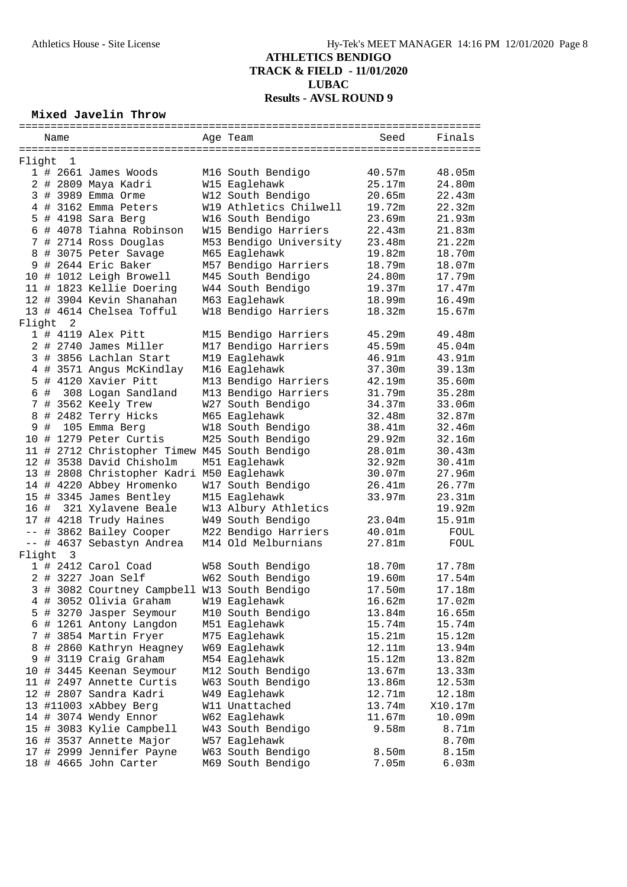# ATHLETICS BENDIGO
## TRACK & FIELD - 11/01/2020
## LUBAC
## Results - AVSL ROUND 9

### Mixed Javelin Throw

| Place | Bib | Name | Age | Team | Seed | Finals |
|---|---|---|---|---|---|---|
| **Flight 1** | | | | | | |
| 1 | # 2661 | James Woods | M16 | South Bendigo | 40.57m | 48.05m |
| 2 | # 2809 | Maya Kadri | W15 | Eaglehawk | 25.17m | 24.80m |
| 3 | # 3989 | Emma Orme | W12 | South Bendigo | 20.65m | 22.43m |
| 4 | # 3162 | Emma Peters | W19 | Athletics Chilwell | 19.72m | 22.32m |
| 5 | # 4198 | Sara Berg | W16 | South Bendigo | 23.69m | 21.93m |
| 6 | # 4078 | Tiahna Robinson | W15 | Bendigo Harriers | 22.43m | 21.83m |
| 7 | # 2714 | Ross Douglas | M53 | Bendigo University | 23.48m | 21.22m |
| 8 | # 3075 | Peter Savage | M65 | Eaglehawk | 19.82m | 18.70m |
| 9 | # 2644 | Eric Baker | M57 | Bendigo Harriers | 18.79m | 18.07m |
| 10 | # 1012 | Leigh Browell | M45 | South Bendigo | 24.80m | 17.79m |
| 11 | # 1823 | Kellie Doering | W44 | South Bendigo | 19.37m | 17.47m |
| 12 | # 3904 | Kevin Shanahan | M63 | Eaglehawk | 18.99m | 16.49m |
| 13 | # 4614 | Chelsea Tofful | W18 | Bendigo Harriers | 18.32m | 15.67m |
| **Flight 2** | | | | | | |
| 1 | # 4119 | Alex Pitt | M15 | Bendigo Harriers | 45.29m | 49.48m |
| 2 | # 2740 | James Miller | M17 | Bendigo Harriers | 45.59m | 45.04m |
| 3 | # 3856 | Lachlan Start | M19 | Eaglehawk | 46.91m | 43.91m |
| 4 | # 3571 | Angus McKindlay | M16 | Eaglehawk | 37.30m | 39.13m |
| 5 | # 4120 | Xavier Pitt | M13 | Bendigo Harriers | 42.19m | 35.60m |
| 6 | # 308 | Logan Sandland | M13 | Bendigo Harriers | 31.79m | 35.28m |
| 7 | # 3562 | Keely Trew | W27 | South Bendigo | 34.37m | 33.06m |
| 8 | # 2482 | Terry Hicks | M65 | Eaglehawk | 32.48m | 32.87m |
| 9 | # 105 | Emma Berg | W18 | South Bendigo | 38.41m | 32.46m |
| 10 | # 1279 | Peter Curtis | M25 | South Bendigo | 29.92m | 32.16m |
| 11 | # 2712 | Christopher Timew | M45 | South Bendigo | 28.01m | 30.43m |
| 12 | # 3538 | David Chisholm | M51 | Eaglehawk | 32.92m | 30.41m |
| 13 | # 2808 | Christopher Kadri | M50 | Eaglehawk | 30.07m | 27.96m |
| 14 | # 4220 | Abbey Hromenko | W17 | South Bendigo | 26.41m | 26.77m |
| 15 | # 3345 | James Bentley | M15 | Eaglehawk | 33.97m | 23.31m |
| 16 | # 321 | Xylavene Beale | W13 | Albury Athletics | | 19.92m |
| 17 | # 4218 | Trudy Haines | W49 | South Bendigo | 23.04m | 15.91m |
| -- | # 3862 | Bailey Cooper | M22 | Bendigo Harriers | 40.01m | FOUL |
| -- | # 4637 | Sebastyn Andrea | M14 | Old Melburnians | 27.81m | FOUL |
| **Flight 3** | | | | | | |
| 1 | # 2412 | Carol Coad | W58 | South Bendigo | 18.70m | 17.78m |
| 2 | # 3227 | Joan Self | W62 | South Bendigo | 19.60m | 17.54m |
| 3 | # 3082 | Courtney Campbell | W13 | South Bendigo | 17.50m | 17.18m |
| 4 | # 3052 | Olivia Graham | W19 | Eaglehawk | 16.62m | 17.02m |
| 5 | # 3270 | Jasper Seymour | M10 | South Bendigo | 13.84m | 16.65m |
| 6 | # 1261 | Antony Langdon | M51 | Eaglehawk | 15.74m | 15.74m |
| 7 | # 3854 | Martin Fryer | M75 | Eaglehawk | 15.21m | 15.12m |
| 8 | # 2860 | Kathryn Heagney | W69 | Eaglehawk | 12.11m | 13.94m |
| 9 | # 3119 | Craig Graham | M54 | Eaglehawk | 15.12m | 13.82m |
| 10 | # 3445 | Keenan Seymour | M12 | South Bendigo | 13.67m | 13.33m |
| 11 | # 2497 | Annette Curtis | W63 | South Bendigo | 13.86m | 12.53m |
| 12 | # 2807 | Sandra Kadri | W49 | Eaglehawk | 12.71m | 12.18m |
| 13 | #11003 | xAbbey Berg | W11 | Unattached | 13.74m | X10.17m |
| 14 | # 3074 | Wendy Ennor | W62 | Eaglehawk | 11.67m | 10.09m |
| 15 | # 3083 | Kylie Campbell | W43 | South Bendigo | 9.58m | 8.71m |
| 16 | # 3537 | Annette Major | W57 | Eaglehawk | | 8.70m |
| 17 | # 2999 | Jennifer Payne | W63 | South Bendigo | 8.50m | 8.15m |
| 18 | # 4665 | John Carter | M69 | South Bendigo | 7.05m | 6.03m |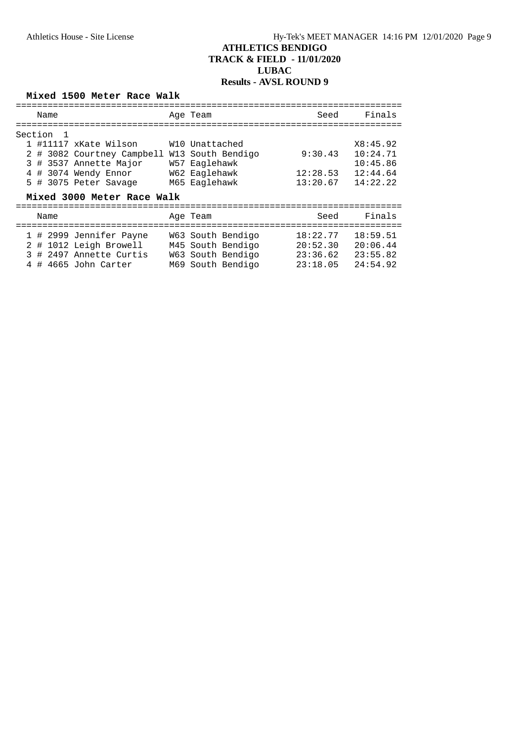# ATHLETICS BENDIGO
## TRACK & FIELD - 11/01/2020
## LUBAC
## Results - AVSL ROUND 9

### Mixed 1500 Meter Race Walk

| | Name | Age | Team | Seed | Finals |
|---|---|---|---|---|---|
| Section 1 | | | | | |
| 1 | #11117 xKate Wilson | W10 | Unattached | | X8:45.92 |
| 2 | # 3082 Courtney Campbell | W13 | South Bendigo | 9:30.43 | 10:24.71 |
| 3 | # 3537 Annette Major | W57 | Eaglehawk | | 10:45.86 |
| 4 | # 3074 Wendy Ennor | W62 | Eaglehawk | 12:28.53 | 12:44.64 |
| 5 | # 3075 Peter Savage | M65 | Eaglehawk | 13:20.67 | 14:22.22 |

### Mixed 3000 Meter Race Walk

| | Name | Age | Team | Seed | Finals |
|---|---|---|---|---|---|
| 1 | # 2999 Jennifer Payne | W63 | South Bendigo | 18:22.77 | 18:59.51 |
| 2 | # 1012 Leigh Browell | M45 | South Bendigo | 20:52.30 | 20:06.44 |
| 3 | # 2497 Annette Curtis | W63 | South Bendigo | 23:36.62 | 23:55.82 |
| 4 | # 4665 John Carter | M69 | South Bendigo | 23:18.05 | 24:54.92 |